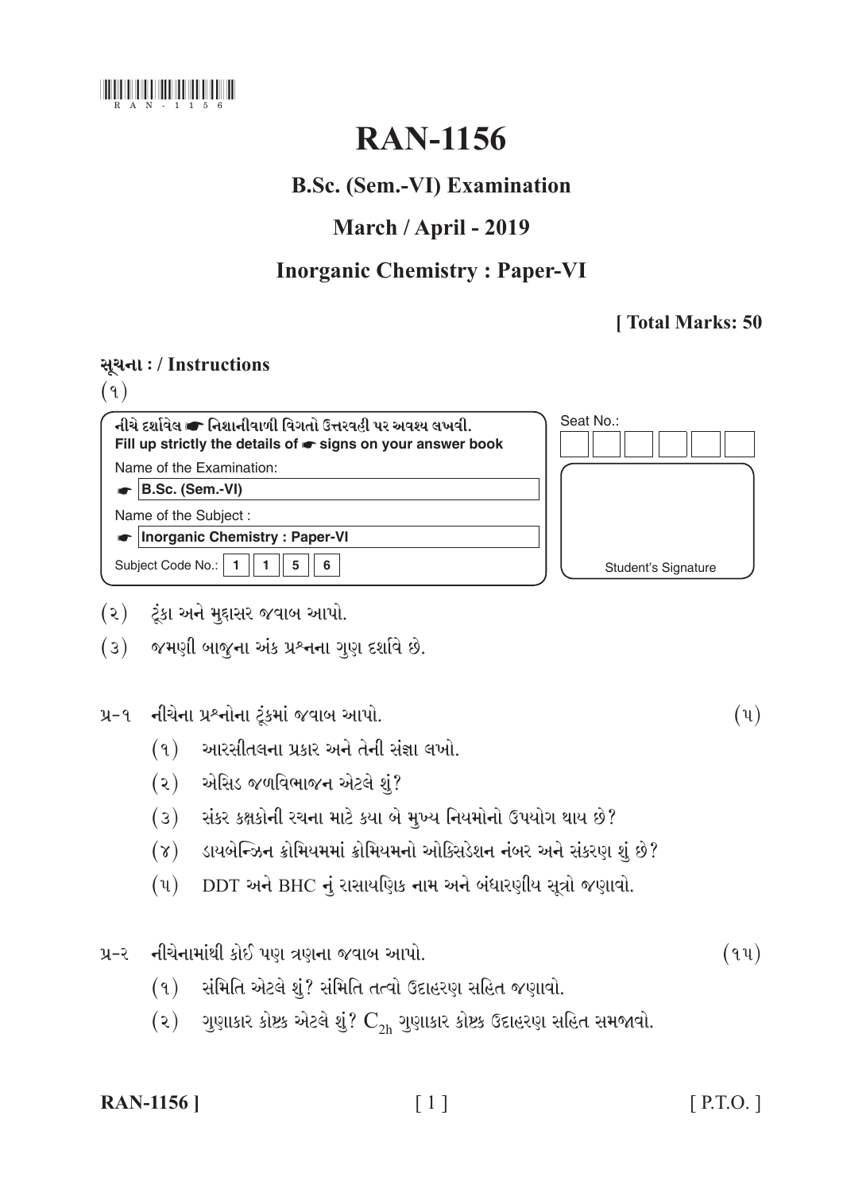# RAN-1156

## B.Sc. (Sem.-VI) Examination

## March / April - 2019

## Inorganic Chemistry : Paper-VI

**[ Total Marks: 50**

**સૂચના : / Instructions**

(૧)

નીચે દર્શાવેલ ☛ નિશાનીવાળી વિગતો ઉત્તરવહી પર અવશ્ય લખવી.
Fill up strictly the details of ☛ signs on your answer book

Name of the Examination:
☛ **B.Sc. (Sem.-VI)**

Name of the Subject :
☛ **Inorganic Chemistry : Paper-VI**

Subject Code No.: 1 1 5 6

Seat No.:

Student's Signature

(૨) ટૂંકા અને મુદ્દાસર જવાબ આપો.

(૩) જમણી બાજુના અંક પ્રશ્નના ગુણ દર્શાવે છે.

પ્ર-૧ નીચેના પ્રશ્નોના ટૂંકમાં જવાબ આપો. (૫)

(૧) આરસીતલના પ્રકાર અને તેની સંજ્ઞા લખો.

(૨) એસિડ જળવિભાજન એટલે શું?

(૩) સંકર કક્ષકોની રચના માટે કયા બે મુખ્ય નિયમોનો ઉપયોગ થાય છે?

(૪) ડાયબેન્ઝિન ક્રોમિયમમાં ક્રોમિયમનો ઓક્સિડેશન નંબર અને સંકરણ શું છે?

(૫) DDT અને BHC નું રાસાયણિક નામ અને બંધારણીય સૂત્રો જણાવો.

પ્ર-૨ નીચેનામાંથી કોઈ પણ ત્રણના જવાબ આપો. (૧૫)

(૧) સંમિતિ એટલે શું? સંમિતિ તત્વો ઉદાહરણ સહિત જણાવો.

(૨) ગુણાકાર કોષ્ટક એટલે શું? $C_{2h}$ ગુણાકાર કોષ્ટક ઉદાહરણ સહિત સમજાવો.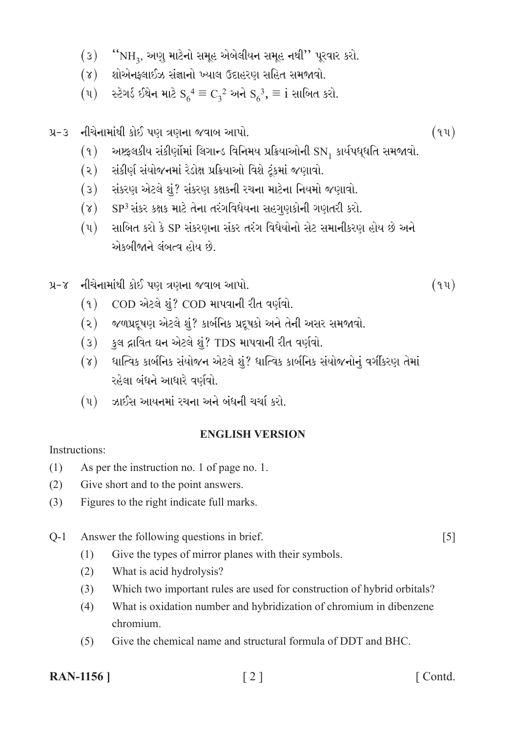(૩) "$NH_3$, અણુ માટેનો સમૂહ એબેલીયન સમૂહ નથી" પૂરવાર કરો.

(૪) શોએનફ્લાઈઝ સંજ્ઞાનો ખ્યાલ ઉદાહરણ સહિત સમજાવો.

(૫) સ્ટેગર્ડ ઈથેન માટે $S_6^4 \equiv C_3^2$ અને $S_6^3, \equiv i$ સાબિત કરો.

પ્ર-૩ નીચેનામાંથી કોઈ પણ ત્રણના જવાબ આપો. (૧૫)

(૧) અષ્ટફલકીય સંકીર્ણોમાં લિગાન્ડ વિનિમય પ્રક્રિયાઓની $SN_1$ કાર્યપધ્ધતિ સમજાવો.

(૨) સંકીર્ણ સંયોજનમાં રેડોક્ષ પ્રક્રિયાઓ વિશે ટૂંકમાં જણાવો.

(૩) સંકરણ એટલે શું? સંકરણ કક્ષકની રચના માટેના નિયમો જણાવો.

(૪) $SP^3$ સંકર કક્ષક માટે તેના તરંગવિધેયના સહગુણકોની ગણતરી કરો.

(૫) સાબિત કરો કે SP સંકરણના સંકર તરંગ વિધેયોનો સેટ સમાનીકરણ હોય છે અને એકબીજાને લંબત્વ હોય છે.

પ્ર-૪ નીચેનામાંથી કોઈ પણ ત્રણના જવાબ આપો. (૧૫)

(૧) COD એટલે શું? COD માપવાની રીત વર્ણવો.

(૨) જળપ્રદૂષણ એટલે શું? કાર્બનિક પ્રદૂષકો અને તેની અસર સમજાવો.

(૩) કુલ દ્રાવિત ઘન એટલે શું? TDS માપવાની રીત વર્ણવો.

(૪) ધાત્વિક કાર્બનિક સંયોજન એટલે શું? ધાત્વિક કાર્બનિક સંયોજનોનું વર્ગીકરણ તેમાં રહેલા બંધને આધારે વર્ણવો.

(૫) ઝાઈસ આયનમાં રચના અને બંધની ચર્ચા કરો.

## ENGLISH VERSION

Instructions:

(1) As per the instruction no. 1 of page no. 1.

(2) Give short and to the point answers.

(3) Figures to the right indicate full marks.

Q-1 Answer the following questions in brief. [5]

(1) Give the types of mirror planes with their symbols.

(2) What is acid hydrolysis?

(3) Which two important rules are used for construction of hybrid orbitals?

(4) What is oxidation number and hybridization of chromium in dibenzene chromium.

(5) Give the chemical name and structural formula of DDT and BHC.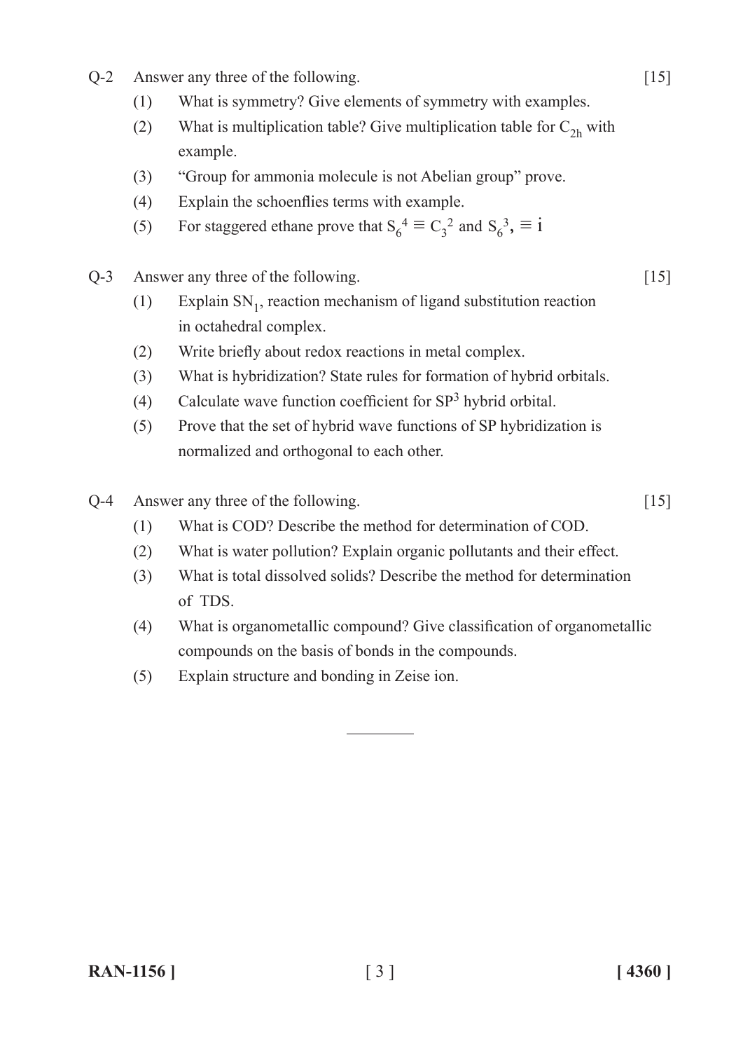Q-2 Answer any three of the following. [15]

(1) What is symmetry? Give elements of symmetry with examples.

(2) What is multiplication table? Give multiplication table for $C_{2h}$ with example.

(3) "Group for ammonia molecule is not Abelian group" prove.

(4) Explain the schoenflies terms with example.

(5) For staggered ethane prove that $S_6^4 \equiv C_3^2$ and $S_6^3, \equiv i$

Q-3 Answer any three of the following. [15]

(1) Explain $SN_1$, reaction mechanism of ligand substitution reaction in octahedral complex.

(2) Write briefly about redox reactions in metal complex.

(3) What is hybridization? State rules for formation of hybrid orbitals.

(4) Calculate wave function coefficient for $SP^3$ hybrid orbital.

(5) Prove that the set of hybrid wave functions of SP hybridization is normalized and orthogonal to each other.

Q-4 Answer any three of the following. [15]

(1) What is COD? Describe the method for determination of COD.

(2) What is water pollution? Explain organic pollutants and their effect.

(3) What is total dissolved solids? Describe the method for determination of TDS.

(4) What is organometallic compound? Give classification of organometallic compounds on the basis of bonds in the compounds.

(5) Explain structure and bonding in Zeise ion.

---